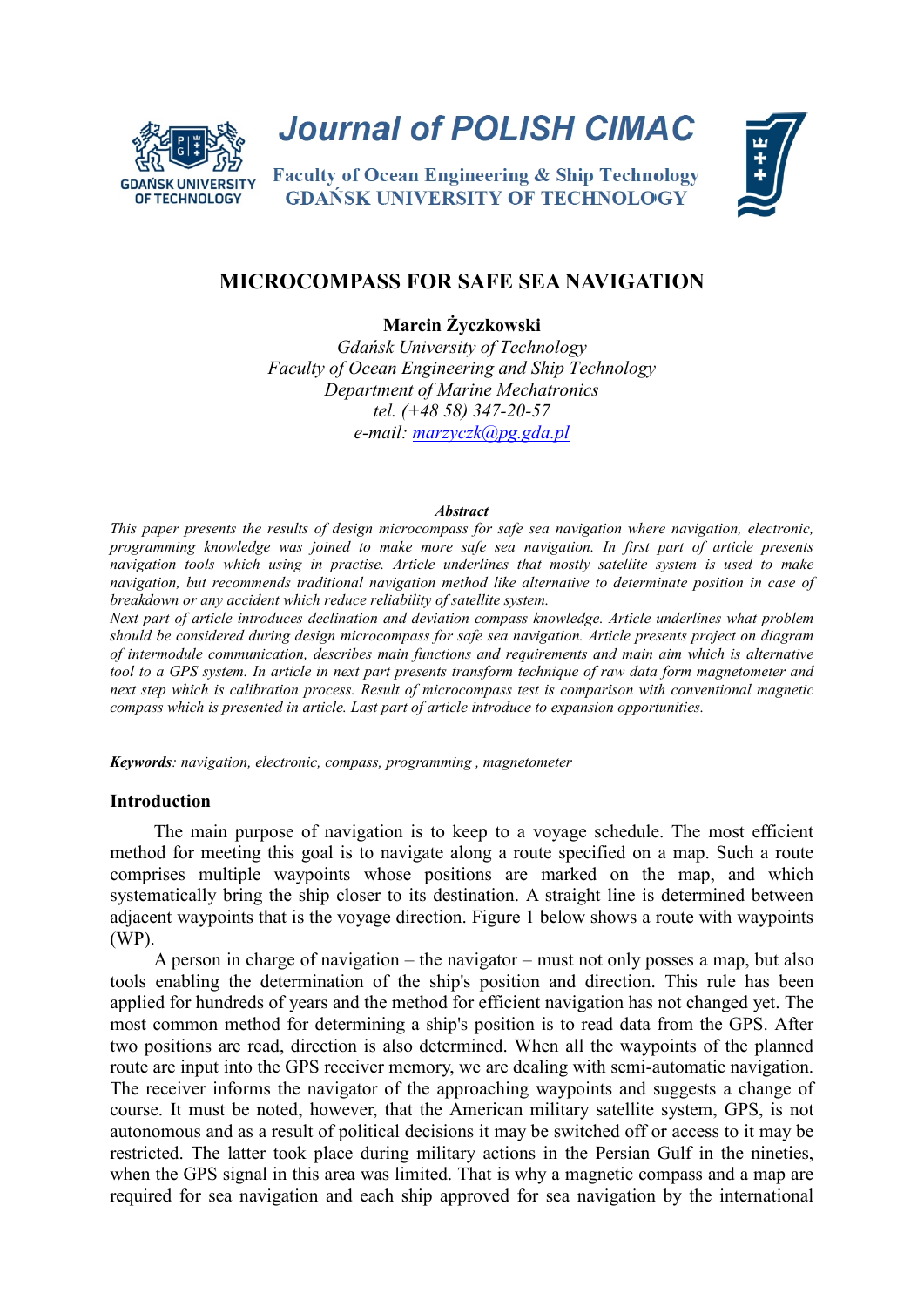# MICROCOMPASS FOR SAFE SEA NAVIGATION

**Marcin Życzkowski**

*Gdańsk University of Technology*
*Faculty of Ocean Engineering and Ship Technology*
*Department of Marine Mechatronics*
*tel. (+48 58) 347-20-57*
*e-mail: marzyczk@pg.gda.pl*

***Abstract***

*This paper presents the results of design microcompass for safe sea navigation where navigation, electronic, programming knowledge was joined to make more safe sea navigation. In first part of article presents navigation tools which using in practise. Article underlines that mostly satellite system is used to make navigation, but recommends traditional navigation method like alternative to determinate position in case of breakdown or any accident which reduce reliability of satellite system.*

*Next part of article introduces declination and deviation compass knowledge. Article underlines what problem should be considered during design microcompass for safe sea navigation. Article presents project on diagram of intermodule communication, describes main functions and requirements and main aim which is alternative tool to a GPS system. In article in next part presents transform technique of raw data form magnetometer and next step which is calibration process. Result of microcompass test is comparison with conventional magnetic compass which is presented in article. Last part of article introduce to expansion opportunities.*

***Keywords****: navigation, electronic, compass, programming , magnetometer*

## Introduction

The main purpose of navigation is to keep to a voyage schedule. The most efficient method for meeting this goal is to navigate along a route specified on a map. Such a route comprises multiple waypoints whose positions are marked on the map, and which systematically bring the ship closer to its destination. A straight line is determined between adjacent waypoints that is the voyage direction. Figure 1 below shows a route with waypoints (WP).

A person in charge of navigation – the navigator – must not only posses a map, but also tools enabling the determination of the ship's position and direction. This rule has been applied for hundreds of years and the method for efficient navigation has not changed yet. The most common method for determining a ship's position is to read data from the GPS. After two positions are read, direction is also determined. When all the waypoints of the planned route are input into the GPS receiver memory, we are dealing with semi-automatic navigation. The receiver informs the navigator of the approaching waypoints and suggests a change of course. It must be noted, however, that the American military satellite system, GPS, is not autonomous and as a result of political decisions it may be switched off or access to it may be restricted. The latter took place during military actions in the Persian Gulf in the nineties, when the GPS signal in this area was limited. That is why a magnetic compass and a map are required for sea navigation and each ship approved for sea navigation by the international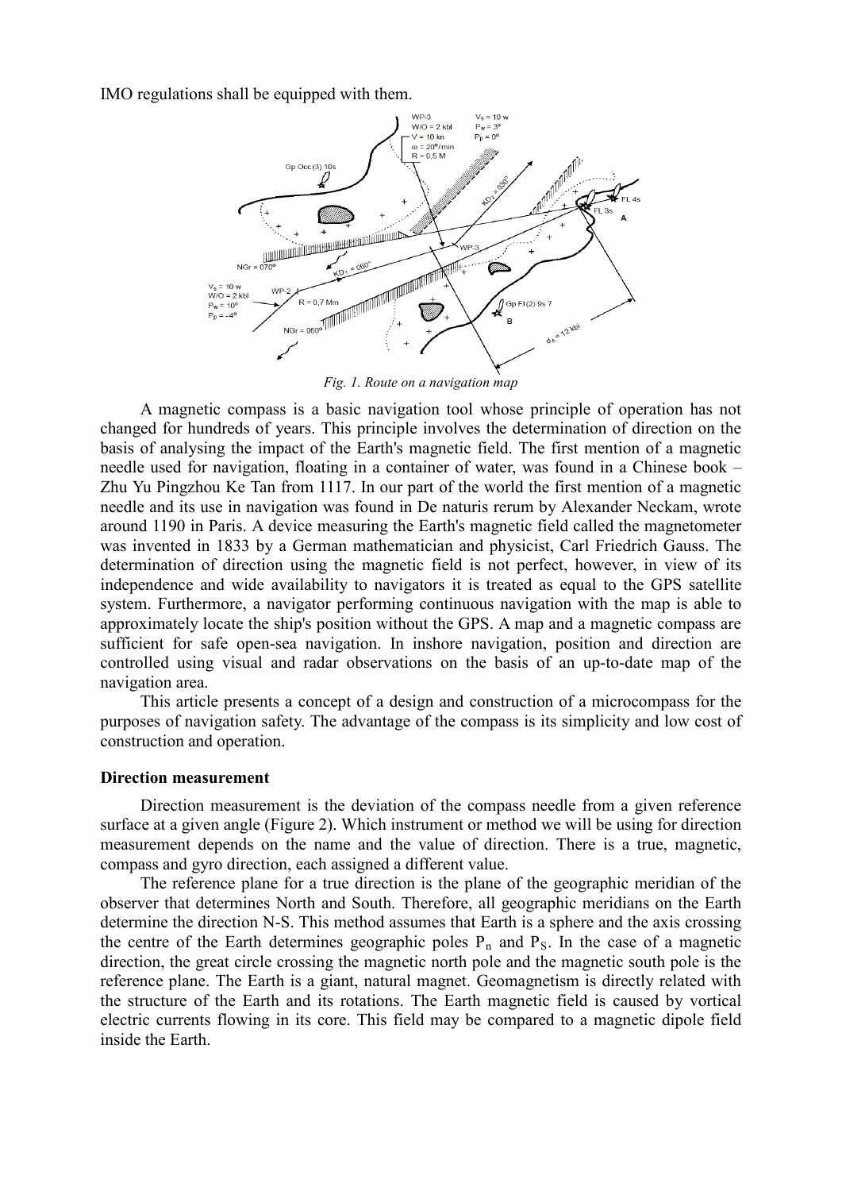IMO regulations shall be equipped with them.

*Fig. 1. Route on a navigation map*

A magnetic compass is a basic navigation tool whose principle of operation has not changed for hundreds of years. This principle involves the determination of direction on the basis of analysing the impact of the Earth's magnetic field. The first mention of a magnetic needle used for navigation, floating in a container of water, was found in a Chinese book – Zhu Yu Pingzhou Ke Tan from 1117. In our part of the world the first mention of a magnetic needle and its use in navigation was found in De naturis rerum by Alexander Neckam, wrote around 1190 in Paris. A device measuring the Earth's magnetic field called the magnetometer was invented in 1833 by a German mathematician and physicist, Carl Friedrich Gauss. The determination of direction using the magnetic field is not perfect, however, in view of its independence and wide availability to navigators it is treated as equal to the GPS satellite system. Furthermore, a navigator performing continuous navigation with the map is able to approximately locate the ship's position without the GPS. A map and a magnetic compass are sufficient for safe open-sea navigation. In inshore navigation, position and direction are controlled using visual and radar observations on the basis of an up-to-date map of the navigation area.

This article presents a concept of a design and construction of a microcompass for the purposes of navigation safety. The advantage of the compass is its simplicity and low cost of construction and operation.

## Direction measurement

Direction measurement is the deviation of the compass needle from a given reference surface at a given angle (Figure 2). Which instrument or method we will be using for direction measurement depends on the name and the value of direction. There is a true, magnetic, compass and gyro direction, each assigned a different value.

The reference plane for a true direction is the plane of the geographic meridian of the observer that determines North and South. Therefore, all geographic meridians on the Earth determine the direction N-S. This method assumes that Earth is a sphere and the axis crossing the centre of the Earth determines geographic poles $P_n$ and $P_S$. In the case of a magnetic direction, the great circle crossing the magnetic north pole and the magnetic south pole is the reference plane. The Earth is a giant, natural magnet. Geomagnetism is directly related with the structure of the Earth and its rotations. The Earth magnetic field is caused by vortical electric currents flowing in its core. This field may be compared to a magnetic dipole field inside the Earth.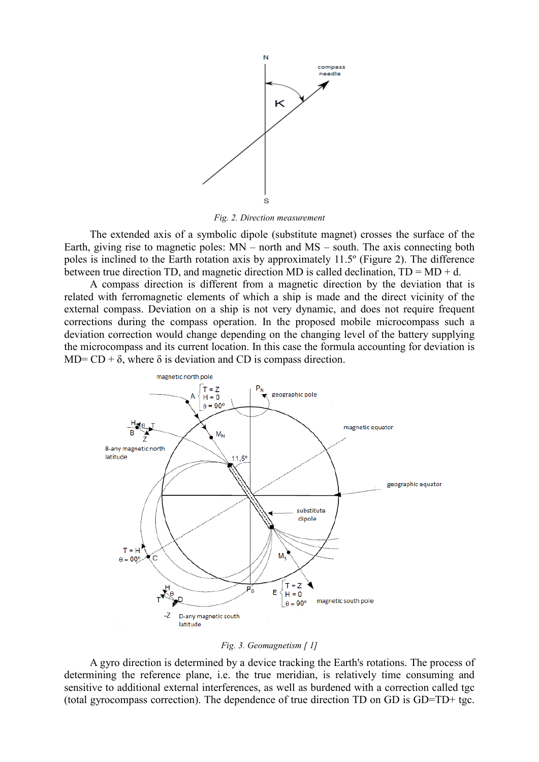*Fig. 2. Direction measurement*

The extended axis of a symbolic dipole (substitute magnet) crosses the surface of the Earth, giving rise to magnetic poles: MN – north and MS – south. The axis connecting both poles is inclined to the Earth rotation axis by approximately 11.5º (Figure 2). The difference between true direction TD, and magnetic direction MD is called declination, TD = MD + d.

A compass direction is different from a magnetic direction by the deviation that is related with ferromagnetic elements of which a ship is made and the direct vicinity of the external compass. Deviation on a ship is not very dynamic, and does not require frequent corrections during the compass operation. In the proposed mobile microcompass such a deviation correction would change depending on the changing level of the battery supplying the microcompass and its current location. In this case the formula accounting for deviation is MD= CD + $\delta$, where $\delta$ is deviation and CD is compass direction.

*Fig. 3. Geomagnetism [ 1]*

A gyro direction is determined by a device tracking the Earth's rotations. The process of determining the reference plane, i.e. the true meridian, is relatively time consuming and sensitive to additional external interferences, as well as burdened with a correction called tgc (total gyrocompass correction). The dependence of true direction TD on GD is GD=TD+ tgc.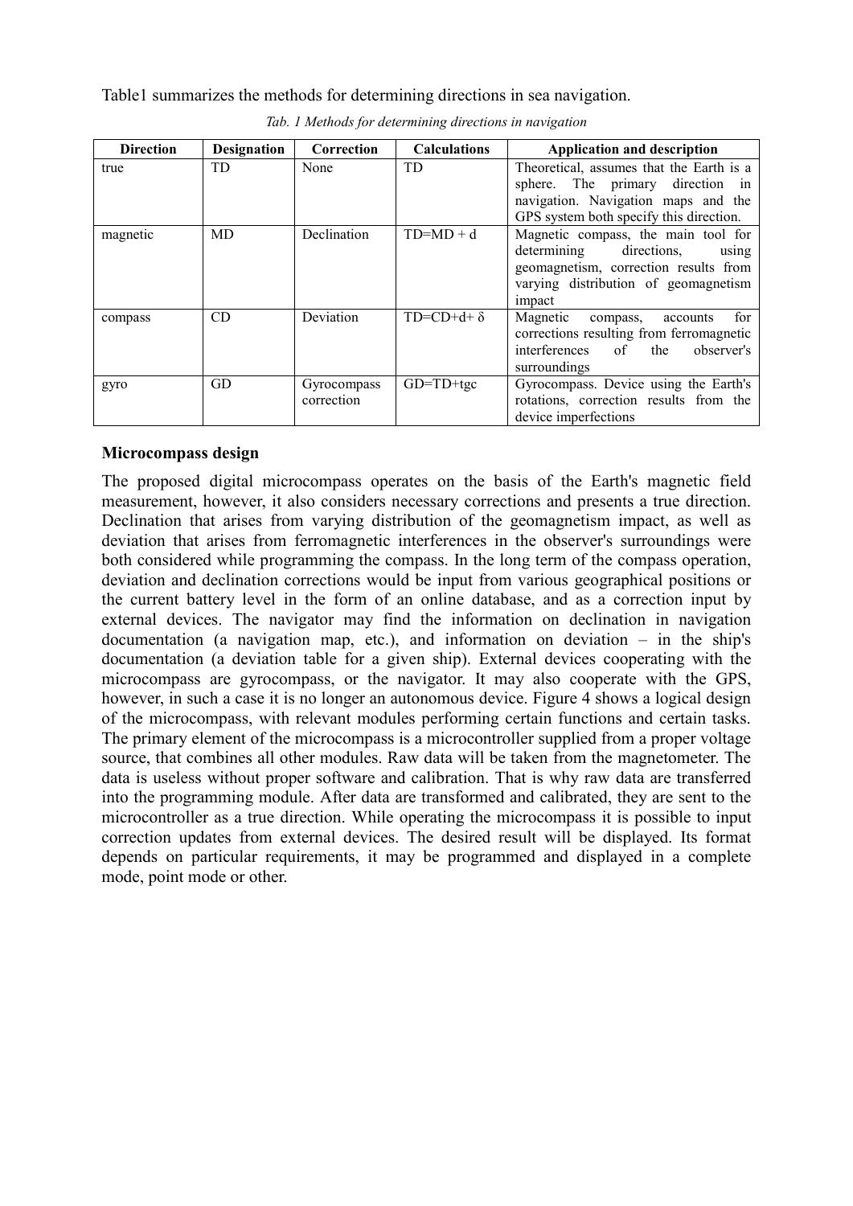Table1 summarizes the methods for determining directions in sea navigation.

*Tab. 1 Methods for determining directions in navigation*

| Direction | Designation | Correction | Calculations | Application and description |
|---|---|---|---|---|
| true | TD | None | TD | Theoretical, assumes that the Earth is a sphere. The primary direction in navigation. Navigation maps and the GPS system both specify this direction. |
| magnetic | MD | Declination | $TD=MD + d$ | Magnetic compass, the main tool for determining directions, using geomagnetism, correction results from varying distribution of geomagnetism impact |
| compass | CD | Deviation | $TD=CD+d+ \delta$ | Magnetic compass, accounts for corrections resulting from ferromagnetic interferences of the observer's surroundings |
| gyro | GD | Gyrocompass correction | $GD=TD+tgc$ | Gyrocompass. Device using the Earth's rotations, correction results from the device imperfections |

**Microcompass design**

The proposed digital microcompass operates on the basis of the Earth's magnetic field measurement, however, it also considers necessary corrections and presents a true direction. Declination that arises from varying distribution of the geomagnetism impact, as well as deviation that arises from ferromagnetic interferences in the observer's surroundings were both considered while programming the compass. In the long term of the compass operation, deviation and declination corrections would be input from various geographical positions or the current battery level in the form of an online database, and as a correction input by external devices. The navigator may find the information on declination in navigation documentation (a navigation map, etc.), and information on deviation – in the ship's documentation (a deviation table for a given ship). External devices cooperating with the microcompass are gyrocompass, or the navigator. It may also cooperate with the GPS, however, in such a case it is no longer an autonomous device. Figure 4 shows a logical design of the microcompass, with relevant modules performing certain functions and certain tasks. The primary element of the microcompass is a microcontroller supplied from a proper voltage source, that combines all other modules. Raw data will be taken from the magnetometer. The data is useless without proper software and calibration. That is why raw data are transferred into the programming module. After data are transformed and calibrated, they are sent to the microcontroller as a true direction. While operating the microcompass it is possible to input correction updates from external devices. The desired result will be displayed. Its format depends on particular requirements, it may be programmed and displayed in a complete mode, point mode or other.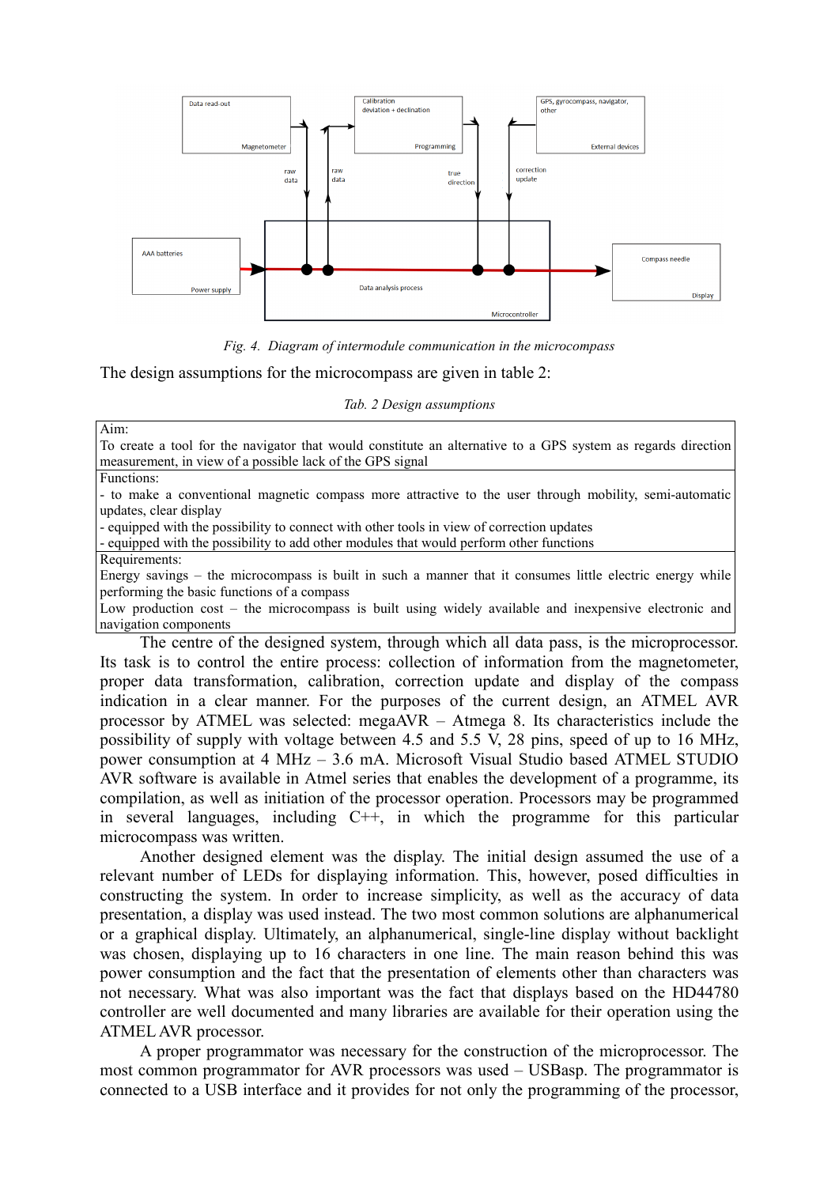*Fig. 4. Diagram of intermodule communication in the microcompass*

The design assumptions for the microcompass are given in table 2:

*Tab. 2 Design assumptions*

| |
|---|
| Aim:<br>To create a tool for the navigator that would constitute an alternative to a GPS system as regards direction measurement, in view of a possible lack of the GPS signal |
| Functions:<br>- to make a conventional magnetic compass more attractive to the user through mobility, semi-automatic updates, clear display<br>- equipped with the possibility to connect with other tools in view of correction updates<br>- equipped with the possibility to add other modules that would perform other functions |
| Requirements:<br>Energy savings – the microcompass is built in such a manner that it consumes little electric energy while performing the basic functions of a compass<br>Low production cost – the microcompass is built using widely available and inexpensive electronic and navigation components |

The centre of the designed system, through which all data pass, is the microprocessor. Its task is to control the entire process: collection of information from the magnetometer, proper data transformation, calibration, correction update and display of the compass indication in a clear manner. For the purposes of the current design, an ATMEL AVR processor by ATMEL was selected: megaAVR – Atmega 8. Its characteristics include the possibility of supply with voltage between 4.5 and 5.5 V, 28 pins, speed of up to 16 MHz, power consumption at 4 MHz – 3.6 mA. Microsoft Visual Studio based ATMEL STUDIO AVR software is available in Atmel series that enables the development of a programme, its compilation, as well as initiation of the processor operation. Processors may be programmed in several languages, including C++, in which the programme for this particular microcompass was written.

Another designed element was the display. The initial design assumed the use of a relevant number of LEDs for displaying information. This, however, posed difficulties in constructing the system. In order to increase simplicity, as well as the accuracy of data presentation, a display was used instead. The two most common solutions are alphanumerical or a graphical display. Ultimately, an alphanumerical, single-line display without backlight was chosen, displaying up to 16 characters in one line. The main reason behind this was power consumption and the fact that the presentation of elements other than characters was not necessary. What was also important was the fact that displays based on the HD44780 controller are well documented and many libraries are available for their operation using the ATMEL AVR processor.

A proper programmator was necessary for the construction of the microprocessor. The most common programmator for AVR processors was used – USBasp. The programmator is connected to a USB interface and it provides for not only the programming of the processor,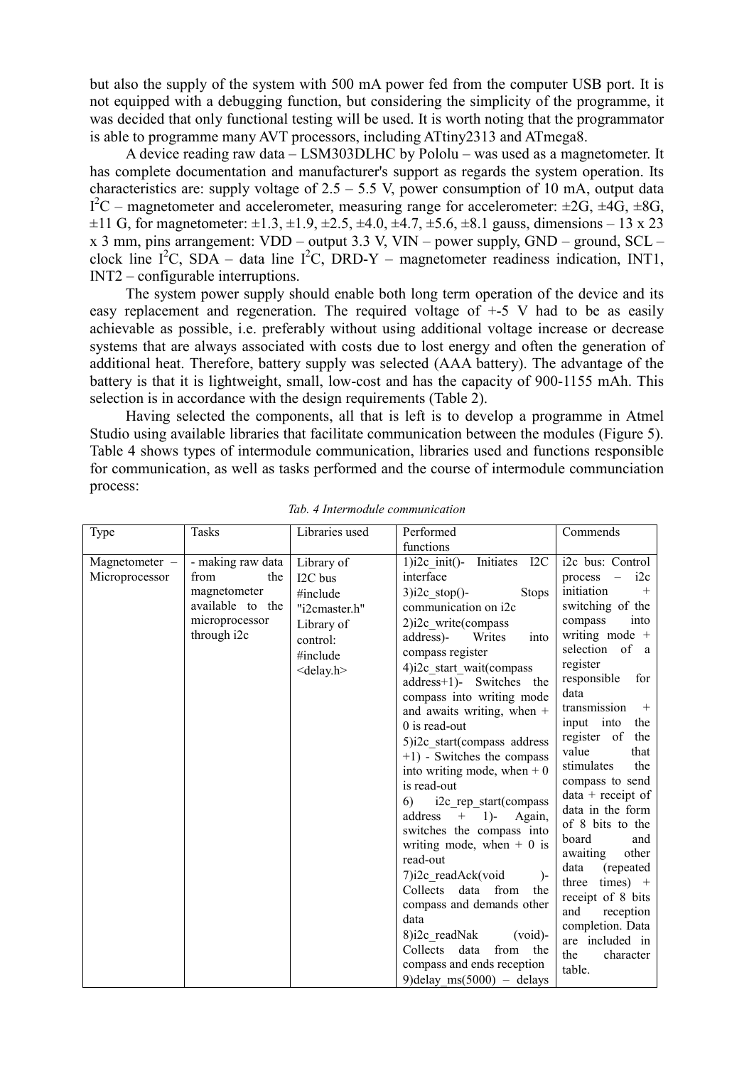but also the supply of the system with 500 mA power fed from the computer USB port. It is not equipped with a debugging function, but considering the simplicity of the programme, it was decided that only functional testing will be used. It is worth noting that the programmator is able to programme many AVT processors, including ATtiny2313 and ATmega8.

A device reading raw data – LSM303DLHC by Pololu – was used as a magnetometer. It has complete documentation and manufacturer's support as regards the system operation. Its characteristics are: supply voltage of 2.5 – 5.5 V, power consumption of 10 mA, output data $I^2C$ – magnetometer and accelerometer, measuring range for accelerometer: ±2G, ±4G, ±8G, ±11 G, for magnetometer: ±1.3, ±1.9, ±2.5, ±4.0, ±4.7, ±5.6, ±8.1 gauss, dimensions – 13 x 23 x 3 mm, pins arrangement: VDD – output 3.3 V, VIN – power supply, GND – ground, SCL – clock line $I^2C$, SDA – data line $I^2C$, DRD-Y – magnetometer readiness indication, INT1, INT2 – configurable interruptions.

The system power supply should enable both long term operation of the device and its easy replacement and regeneration. The required voltage of +-5 V had to be as easily achievable as possible, i.e. preferably without using additional voltage increase or decrease systems that are always associated with costs due to lost energy and often the generation of additional heat. Therefore, battery supply was selected (AAA battery). The advantage of the battery is that it is lightweight, small, low-cost and has the capacity of 900-1155 mAh. This selection is in accordance with the design requirements (Table 2).

Having selected the components, all that is left is to develop a programme in Atmel Studio using available libraries that facilitate communication between the modules (Figure 5). Table 4 shows types of intermodule communication, libraries used and functions responsible for communication, as well as tasks performed and the course of intermodule communciation process:

*Tab. 4 Intermodule communication*

| Type | Tasks | Libraries used | Performed functions | Commends |
|---|---|---|---|---|
| Magnetometer – Microprocessor | - making raw data from the magnetometer available to the microprocessor through i2c | Library of I2C bus #include "i2cmaster.h" Library of control: #include <delay.h> | 1)i2c_init()- Initiates I2C interface 3)i2c_stop()- Stops communication on i2c 2)i2c_write(compass address)- Writes into compass register 4)i2c_start_wait(compass address+1)- Switches the compass into writing mode and awaits writing, when + 0 is read-out 5)i2c_start(compass address +1) - Switches the compass into writing mode, when + 0 is read-out 6) i2c_rep_start(compass address + 1)- Again, switches the compass into writing mode, when + 0 is read-out 7)i2c_readAck(void )- Collects data from the compass and demands other data 8)i2c_readNak (void)- Collects data from the compass and ends reception 9)delay_ms(5000) – delays | i2c bus: Control process – i2c initiation + switching of the compass into writing mode + selection of a register responsible for data transmission + input into the register of the value that stimulates the compass to send data + receipt of data in the form of 8 bits to the board and awaiting other data (repeated three times) + receipt of 8 bits and reception completion. Data are included in the character table. |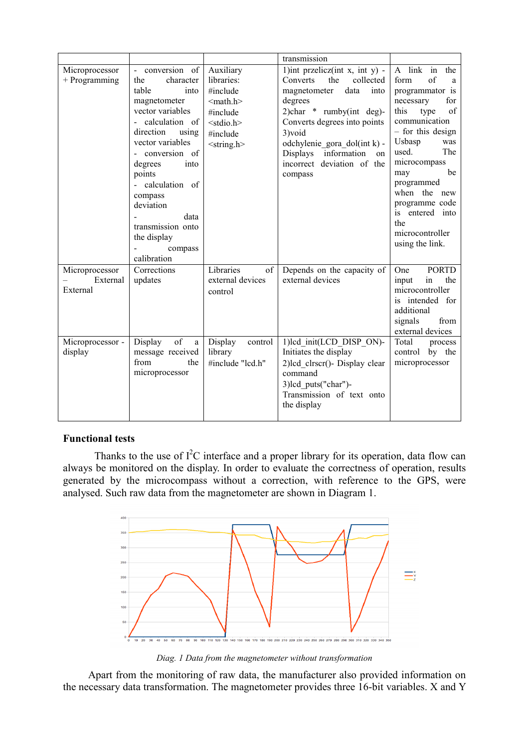| | | | transmission | |
|---|---|---|---|---|
| Microprocessor + Programming | - conversion of the character table into magnetometer vector variables<br>- calculation of direction using vector variables<br>- conversion of degrees into points<br>- calculation of compass deviation<br>- data transmission onto the display<br>- compass calibration | Auxiliary libraries:<br>#include <math.h><br>#include <stdio.h><br>#include <string.h> | 1)int przelicz(int x, int y) - Converts the collected magnetometer data into degrees<br>2)char * rumby(int deg)- Converts degrees into points<br>3)void odchylenie_gora_dol(int k) - Displays information on incorrect deviation of the compass | A link in the form of a programmator is necessary for this type of communication – for this design Usbasp was used. The microcompass may be programmed when the new programme code is entered into the microcontroller using the link. |
| Microprocessor – External External | Corrections updates | Libraries of external devices control | Depends on the capacity of external devices | One PORTD input in the microcontroller is intended for additional signals from external devices |
| Microprocessor - display | Display of a message received from the microprocessor | Display control library<br>#include "lcd.h" | 1)lcd_init(LCD_DISP_ON)- Initiates the display<br>2)lcd_clrscr()- Display clear command<br>3)lcd_puts("char")- Transmission of text onto the display | Total process control by the microprocessor |

**Functional tests**

Thanks to the use of I$^2$C interface and a proper library for its operation, data flow can always be monitored on the display. In order to evaluate the correctness of operation, results generated by the microcompass without a correction, with reference to the GPS, were analysed. Such raw data from the magnetometer are shown in Diagram 1.

*Diag. 1 Data from the magnetometer without transformation*

Apart from the monitoring of raw data, the manufacturer also provided information on the necessary data transformation. The magnetometer provides three 16-bit variables. X and Y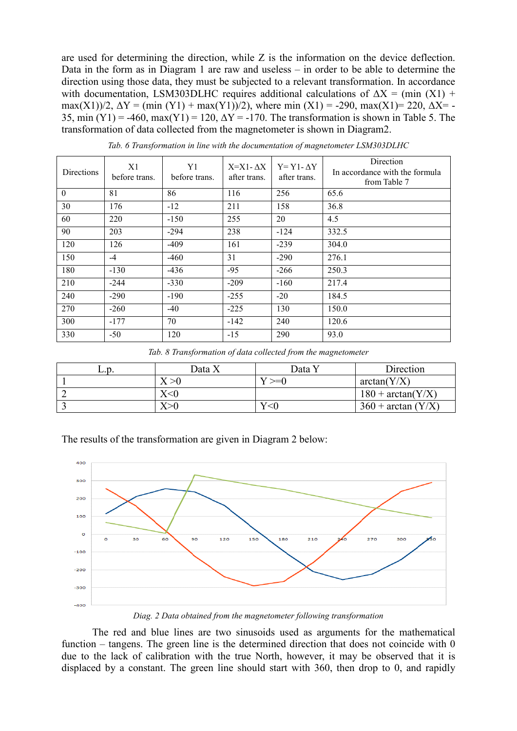are used for determining the direction, while Z is the information on the device deflection. Data in the form as in Diagram 1 are raw and useless – in order to be able to determine the direction using those data, they must be subjected to a relevant transformation. In accordance with documentation, LSM303DLHC requires additional calculations of $\Delta X = (\min(X1) + \max(X1))/2$, $\Delta Y = (\min(Y1) + \max(Y1))/2)$, where $\min(X1) = -290$, $\max(X1) = 220$, $\Delta X = -35$, $\min(Y1) = -460$, $\max(Y1) = 120$, $\Delta Y = -170$. The transformation is shown in Table 5. The transformation of data collected from the magnetometer is shown in Diagram2.

*Tab. 6 Transformation in line with the documentation of magnetometer LSM303DLHC*

| Directions | X1 before trans. | Y1 before trans. | X=X1- ΔX after trans. | Y= Y1- ΔY after trans. | Direction In accordance with the formula from Table 7 |
|---|---|---|---|---|---|
| 0 | 81 | 86 | 116 | 256 | 65.6 |
| 30 | 176 | -12 | 211 | 158 | 36.8 |
| 60 | 220 | -150 | 255 | 20 | 4.5 |
| 90 | 203 | -294 | 238 | -124 | 332.5 |
| 120 | 126 | -409 | 161 | -239 | 304.0 |
| 150 | -4 | -460 | 31 | -290 | 276.1 |
| 180 | -130 | -436 | -95 | -266 | 250.3 |
| 210 | -244 | -330 | -209 | -160 | 217.4 |
| 240 | -290 | -190 | -255 | -20 | 184.5 |
| 270 | -260 | -40 | -225 | 130 | 150.0 |
| 300 | -177 | 70 | -142 | 240 | 120.6 |
| 330 | -50 | 120 | -15 | 290 | 93.0 |

*Tab. 8 Transformation of data collected from the magnetometer*

| L.p. | Data X | Data Y | Direction |
|---|---|---|---|
| 1 | X >0 | Y >=0 | arctan(Y/X) |
| 2 | X<0 | | 180 + arctan(Y/X) |
| 3 | X>0 | Y<0 | 360 + arctan (Y/X) |

The results of the transformation are given in Diagram 2 below:

*Diag. 2 Data obtained from the magnetometer following transformation*

The red and blue lines are two sinusoids used as arguments for the mathematical function – tangens. The green line is the determined direction that does not coincide with 0 due to the lack of calibration with the true North, however, it may be observed that it is displaced by a constant. The green line should start with 360, then drop to 0, and rapidly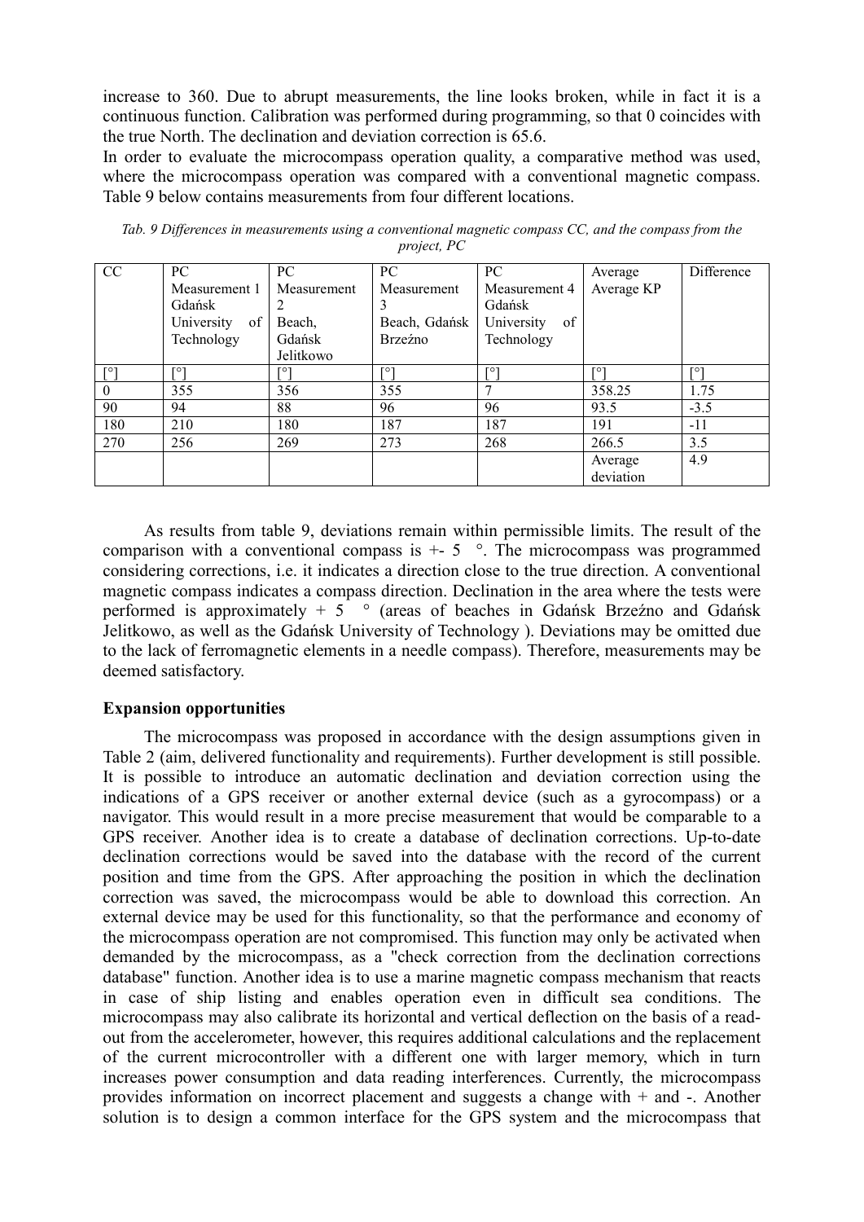increase to 360. Due to abrupt measurements, the line looks broken, while in fact it is a continuous function. Calibration was performed during programming, so that 0 coincides with the true North. The declination and deviation correction is 65.6.

In order to evaluate the microcompass operation quality, a comparative method was used, where the microcompass operation was compared with a conventional magnetic compass. Table 9 below contains measurements from four different locations.

*Tab. 9 Differences in measurements using a conventional magnetic compass CC, and the compass from the project, PC*

| CC | PC Measurement 1 Gdańsk University of Technology | PC Measurement 2 Beach, Gdańsk Jelitkowo | PC Measurement 3 Beach, Gdańsk Brzeźno | PC Measurement 4 Gdańsk University of Technology | Average Average KP | Difference |
|---|---|---|---|---|---|---|
| [°] | [°] | [°] | [°] | [°] | [°] | [°] |
| 0 | 355 | 356 | 355 | 7 | 358.25 | 1.75 |
| 90 | 94 | 88 | 96 | 96 | 93.5 | -3.5 |
| 180 | 210 | 180 | 187 | 187 | 191 | -11 |
| 270 | 256 | 269 | 273 | 268 | 266.5 | 3.5 |
| | | | | | Average deviation | 4.9 |

As results from table 9, deviations remain within permissible limits. The result of the comparison with a conventional compass is +- 5 °. The microcompass was programmed considering corrections, i.e. it indicates a direction close to the true direction. A conventional magnetic compass indicates a compass direction. Declination in the area where the tests were performed is approximately + 5 ° (areas of beaches in Gdańsk Brzeźno and Gdańsk Jelitkowo, as well as the Gdańsk University of Technology ). Deviations may be omitted due to the lack of ferromagnetic elements in a needle compass). Therefore, measurements may be deemed satisfactory.

**Expansion opportunities**

The microcompass was proposed in accordance with the design assumptions given in Table 2 (aim, delivered functionality and requirements). Further development is still possible. It is possible to introduce an automatic declination and deviation correction using the indications of a GPS receiver or another external device (such as a gyrocompass) or a navigator. This would result in a more precise measurement that would be comparable to a GPS receiver. Another idea is to create a database of declination corrections. Up-to-date declination corrections would be saved into the database with the record of the current position and time from the GPS. After approaching the position in which the declination correction was saved, the microcompass would be able to download this correction. An external device may be used for this functionality, so that the performance and economy of the microcompass operation are not compromised. This function may only be activated when demanded by the microcompass, as a "check correction from the declination corrections database" function. Another idea is to use a marine magnetic compass mechanism that reacts in case of ship listing and enables operation even in difficult sea conditions. The microcompass may also calibrate its horizontal and vertical deflection on the basis of a read-out from the accelerometer, however, this requires additional calculations and the replacement of the current microcontroller with a different one with larger memory, which in turn increases power consumption and data reading interferences. Currently, the microcompass provides information on incorrect placement and suggests a change with + and -. Another solution is to design a common interface for the GPS system and the microcompass that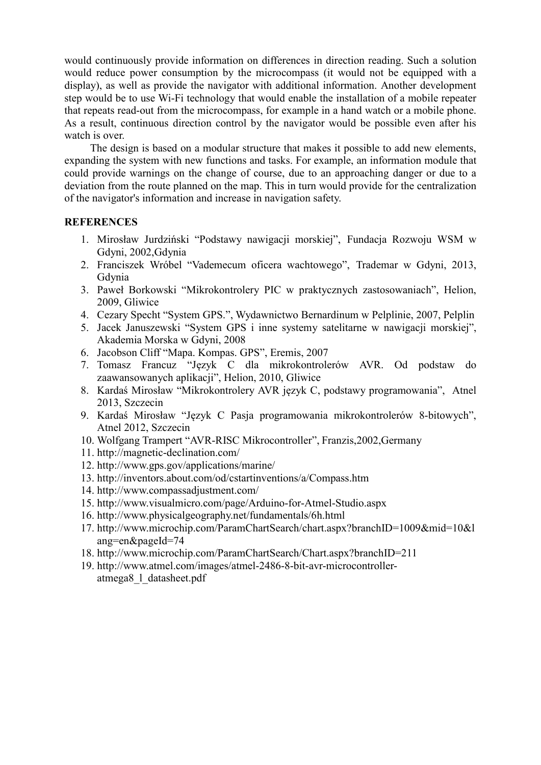would continuously provide information on differences in direction reading. Such a solution would reduce power consumption by the microcompass (it would not be equipped with a display), as well as provide the navigator with additional information. Another development step would be to use Wi-Fi technology that would enable the installation of a mobile repeater that repeats read-out from the microcompass, for example in a hand watch or a mobile phone. As a result, continuous direction control by the navigator would be possible even after his watch is over.

The design is based on a modular structure that makes it possible to add new elements, expanding the system with new functions and tasks. For example, an information module that could provide warnings on the change of course, due to an approaching danger or due to a deviation from the route planned on the map. This in turn would provide for the centralization of the navigator's information and increase in navigation safety.

## REFERENCES

1. Mirosław Jurdziński "Podstawy nawigacji morskiej", Fundacja Rozwoju WSM w Gdyni, 2002,Gdynia
2. Franciszek Wróbel "Vademecum oficera wachtowego", Trademar w Gdyni, 2013, Gdynia
3. Paweł Borkowski "Mikrokontrolery PIC w praktycznych zastosowaniach", Helion, 2009, Gliwice
4. Cezary Specht "System GPS.", Wydawnictwo Bernardinum w Pelplinie, 2007, Pelplin
5. Jacek Januszewski "System GPS i inne systemy satelitarne w nawigacji morskiej", Akademia Morska w Gdyni, 2008
6. Jacobson Cliff "Mapa. Kompas. GPS", Eremis, 2007
7. Tomasz Francuz "Język C dla mikrokontrolerów AVR. Od podstaw do zaawansowanych aplikacji", Helion, 2010, Gliwice
8. Kardaś Mirosław "Mikrokontrolery AVR język C, podstawy programowania", Atnel 2013, Szczecin
9. Kardaś Mirosław "Język C Pasja programowania mikrokontrolerów 8-bitowych", Atnel 2012, Szczecin
10. Wolfgang Trampert "AVR-RISC Mikrocontroller", Franzis,2002,Germany
11. http://magnetic-declination.com/
12. http://www.gps.gov/applications/marine/
13. http://inventors.about.com/od/cstartinventions/a/Compass.htm
14. http://www.compassadjustment.com/
15. http://www.visualmicro.com/page/Arduino-for-Atmel-Studio.aspx
16. http://www.physicalgeography.net/fundamentals/6h.html
17. http://www.microchip.com/ParamChartSearch/chart.aspx?branchID=1009&mid=10&lang=en&pageId=74
18. http://www.microchip.com/ParamChartSearch/Chart.aspx?branchID=211
19. http://www.atmel.com/images/atmel-2486-8-bit-avr-microcontroller-atmega8_l_datasheet.pdf